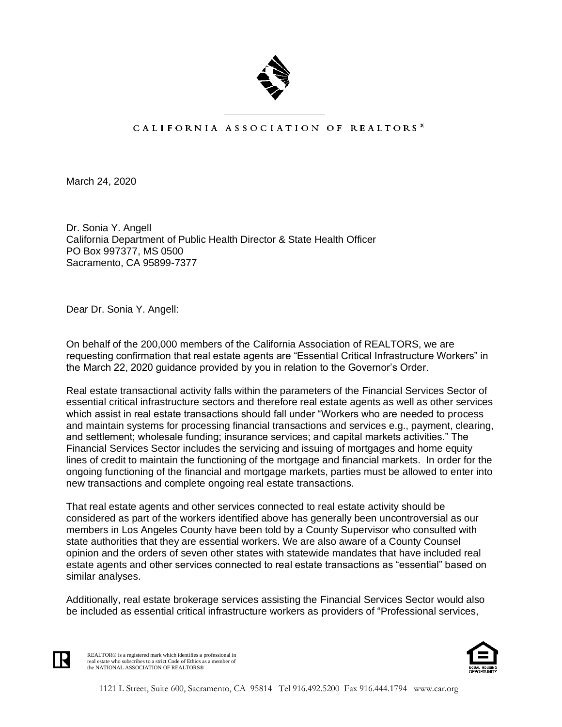CALIFORNIA ASSOCIATION OF REALTORS®

March 24, 2020

Dr. Sonia Y. Angell
California Department of Public Health Director & State Health Officer
PO Box 997377, MS 0500
Sacramento, CA 95899-7377

Dear Dr. Sonia Y. Angell:

On behalf of the 200,000 members of the California Association of REALTORS, we are requesting confirmation that real estate agents are "Essential Critical Infrastructure Workers" in the March 22, 2020 guidance provided by you in relation to the Governor's Order.

Real estate transactional activity falls within the parameters of the Financial Services Sector of essential critical infrastructure sectors and therefore real estate agents as well as other services which assist in real estate transactions should fall under "Workers who are needed to process and maintain systems for processing financial transactions and services e.g., payment, clearing, and settlement; wholesale funding; insurance services; and capital markets activities." The Financial Services Sector includes the servicing and issuing of mortgages and home equity lines of credit to maintain the functioning of the mortgage and financial markets. In order for the ongoing functioning of the financial and mortgage markets, parties must be allowed to enter into new transactions and complete ongoing real estate transactions.

That real estate agents and other services connected to real estate activity should be considered as part of the workers identified above has generally been uncontroversial as our members in Los Angeles County have been told by a County Supervisor who consulted with state authorities that they are essential workers. We are also aware of a County Counsel opinion and the orders of seven other states with statewide mandates that have included real estate agents and other services connected to real estate transactions as "essential" based on similar analyses.

Additionally, real estate brokerage services assisting the Financial Services Sector would also be included as essential critical infrastructure workers as providers of "Professional services,

REALTOR® is a registered mark which identifies a professional in real estate who subscribes to a strict Code of Ethics as a member of the NATIONAL ASSOCIATION OF REALTORS®

EQUAL HOUSING OPPORTUNITY

1121 L Street, Suite 600, Sacramento, CA 95814 Tel 916.492.5200 Fax 916.444.1794 www.car.org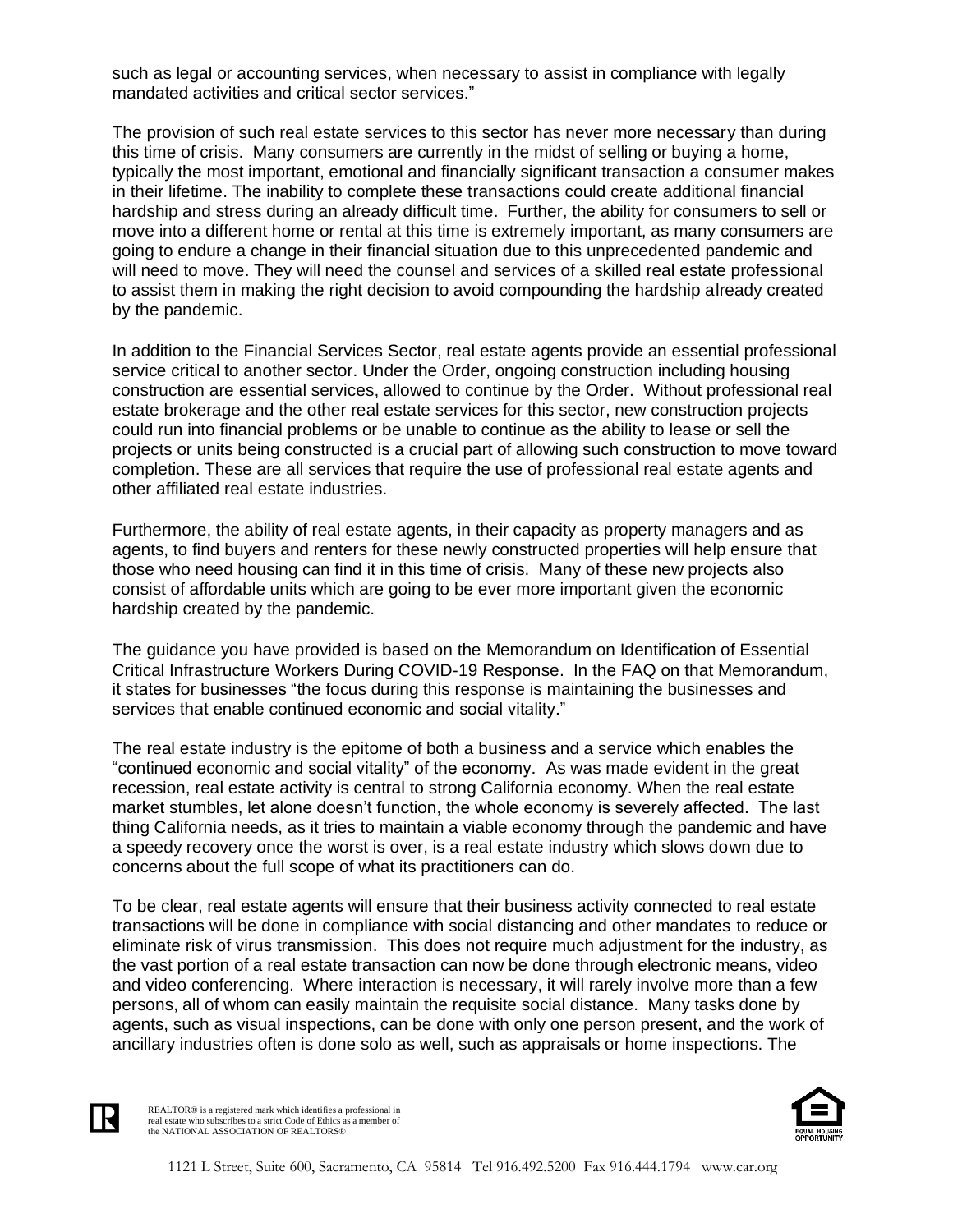such as legal or accounting services, when necessary to assist in compliance with legally mandated activities and critical sector services."

The provision of such real estate services to this sector has never more necessary than during this time of crisis. Many consumers are currently in the midst of selling or buying a home, typically the most important, emotional and financially significant transaction a consumer makes in their lifetime. The inability to complete these transactions could create additional financial hardship and stress during an already difficult time. Further, the ability for consumers to sell or move into a different home or rental at this time is extremely important, as many consumers are going to endure a change in their financial situation due to this unprecedented pandemic and will need to move. They will need the counsel and services of a skilled real estate professional to assist them in making the right decision to avoid compounding the hardship already created by the pandemic.

In addition to the Financial Services Sector, real estate agents provide an essential professional service critical to another sector. Under the Order, ongoing construction including housing construction are essential services, allowed to continue by the Order. Without professional real estate brokerage and the other real estate services for this sector, new construction projects could run into financial problems or be unable to continue as the ability to lease or sell the projects or units being constructed is a crucial part of allowing such construction to move toward completion. These are all services that require the use of professional real estate agents and other affiliated real estate industries.

Furthermore, the ability of real estate agents, in their capacity as property managers and as agents, to find buyers and renters for these newly constructed properties will help ensure that those who need housing can find it in this time of crisis. Many of these new projects also consist of affordable units which are going to be ever more important given the economic hardship created by the pandemic.

The guidance you have provided is based on the Memorandum on Identification of Essential Critical Infrastructure Workers During COVID-19 Response. In the FAQ on that Memorandum, it states for businesses "the focus during this response is maintaining the businesses and services that enable continued economic and social vitality."

The real estate industry is the epitome of both a business and a service which enables the "continued economic and social vitality" of the economy. As was made evident in the great recession, real estate activity is central to strong California economy. When the real estate market stumbles, let alone doesn't function, the whole economy is severely affected. The last thing California needs, as it tries to maintain a viable economy through the pandemic and have a speedy recovery once the worst is over, is a real estate industry which slows down due to concerns about the full scope of what its practitioners can do.

To be clear, real estate agents will ensure that their business activity connected to real estate transactions will be done in compliance with social distancing and other mandates to reduce or eliminate risk of virus transmission. This does not require much adjustment for the industry, as the vast portion of a real estate transaction can now be done through electronic means, video and video conferencing. Where interaction is necessary, it will rarely involve more than a few persons, all of whom can easily maintain the requisite social distance. Many tasks done by agents, such as visual inspections, can be done with only one person present, and the work of ancillary industries often is done solo as well, such as appraisals or home inspections. The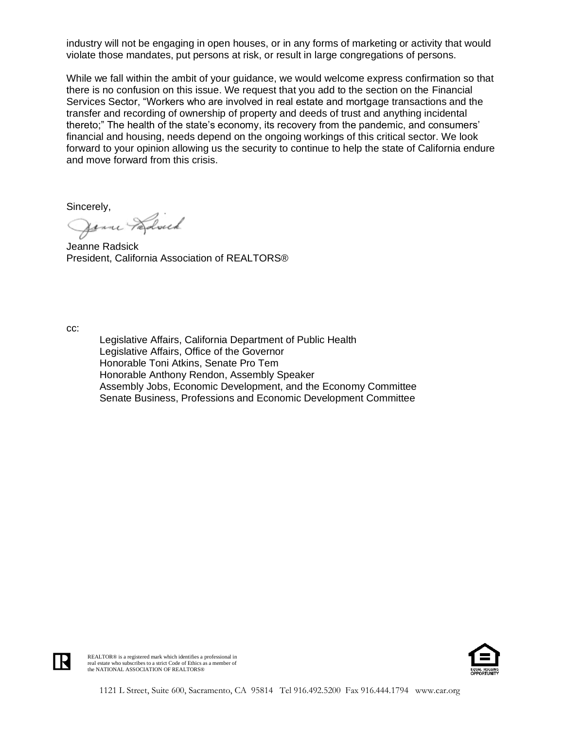industry will not be engaging in open houses, or in any forms of marketing or activity that would violate those mandates, put persons at risk, or result in large congregations of persons.

While we fall within the ambit of your guidance, we would welcome express confirmation so that there is no confusion on this issue. We request that you add to the section on the Financial Services Sector, "Workers who are involved in real estate and mortgage transactions and the transfer and recording of ownership of property and deeds of trust and anything incidental thereto;" The health of the state's economy, its recovery from the pandemic, and consumers' financial and housing, needs depend on the ongoing workings of this critical sector. We look forward to your opinion allowing us the security to continue to help the state of California endure and move forward from this crisis.

Sincerely,

Jeanne Radsick
President, California Association of REALTORS®

cc:

Legislative Affairs, California Department of Public Health
Legislative Affairs, Office of the Governor
Honorable Toni Atkins, Senate Pro Tem
Honorable Anthony Rendon, Assembly Speaker
Assembly Jobs, Economic Development, and the Economy Committee
Senate Business, Professions and Economic Development Committee

REALTOR® is a registered mark which identifies a professional in real estate who subscribes to a strict Code of Ethics as a member of the NATIONAL ASSOCIATION OF REALTORS®

EQUAL HOUSING OPPORTUNITY

1121 L Street, Suite 600, Sacramento, CA 95814 Tel 916.492.5200 Fax 916.444.1794 www.car.org